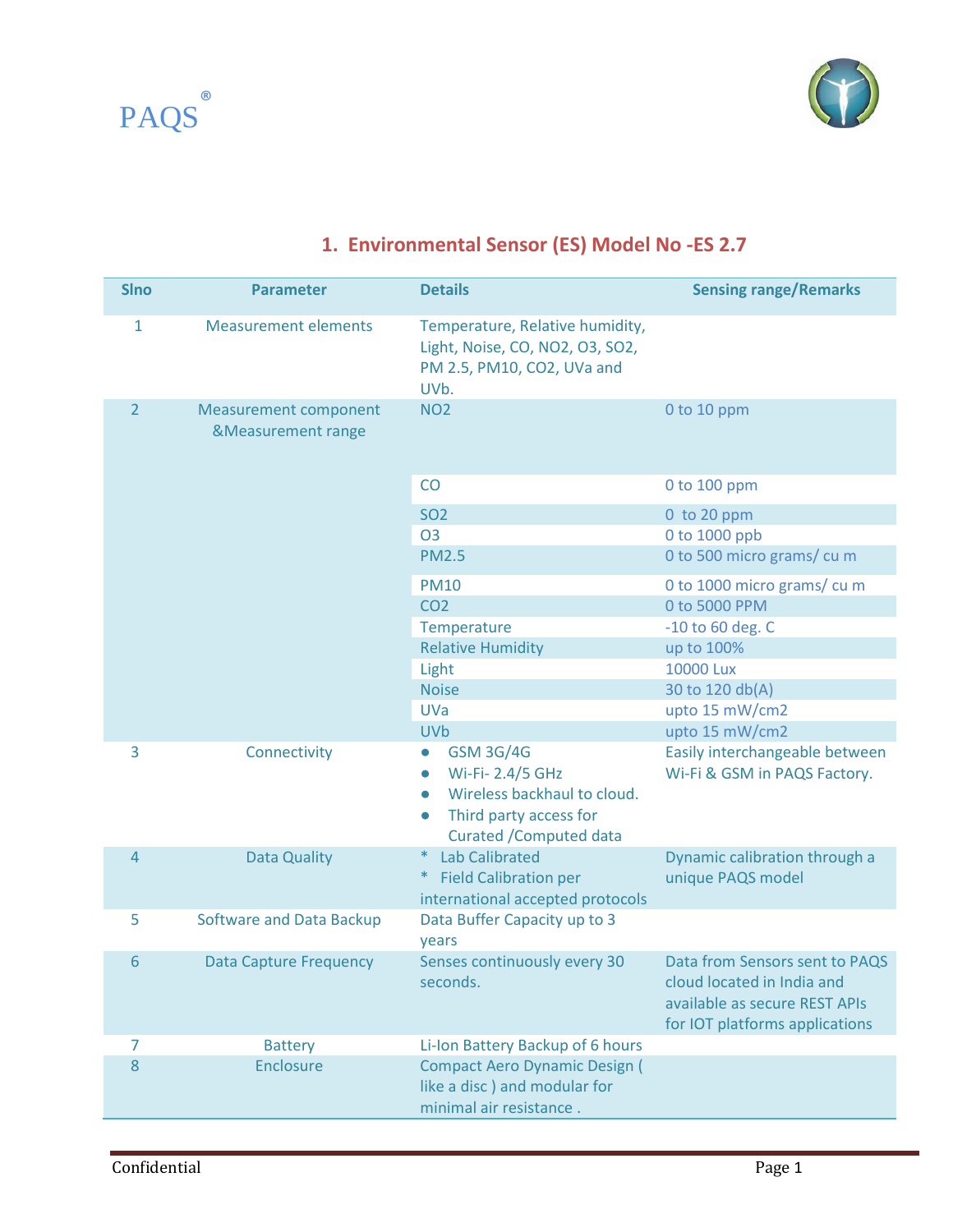PAQS®

## 1. Environmental Sensor (ES) Model No -ES 2.7

| Slno | Parameter | Details | Sensing range/Remarks |
|---|---|---|---|
| 1 | Measurement elements | Temperature, Relative humidity, Light, Noise, CO, $NO_2$, $O_3$, $SO_2$, PM 2.5, PM10, $CO_2$, UVa and UVb. | |
| 2 | Measurement component &Measurement range | $NO_2$ | 0 to 10 ppm |
| | | CO | 0 to 100 ppm |
| | | $SO_2$ | 0 to 20 ppm |
| | | $O_3$ | 0 to 1000 ppb |
| | | PM2.5 | 0 to 500 micro grams/ cu m |
| | | PM10 | 0 to 1000 micro grams/ cu m |
| | | $CO_2$ | 0 to 5000 PPM |
| | | Temperature | -10 to 60 deg. C |
| | | Relative Humidity | up to 100% |
| | | Light | 10000 Lux |
| | | Noise | 30 to 120 db(A) |
| | | UVa | upto 15 mW/cm2 |
| | | UVb | upto 15 mW/cm2 |
| 3 | Connectivity | • GSM 3G/4G<br>• Wi-Fi- 2.4/5 GHz<br>• Wireless backhaul to cloud.<br>• Third party access for Curated /Computed data | Easily interchangeable between Wi-Fi & GSM in PAQS Factory. |
| 4 | Data Quality | * Lab Calibrated<br>* Field Calibration per international accepted protocols | Dynamic calibration through a unique PAQS model |
| 5 | Software and Data Backup | Data Buffer Capacity up to 3 years | |
| 6 | Data Capture Frequency | Senses continuously every 30 seconds. | Data from Sensors sent to PAQS cloud located in India and available as secure REST APIs for IOT platforms applications |
| 7 | Battery | Li-Ion Battery Backup of 6 hours | |
| 8 | Enclosure | Compact Aero Dynamic Design ( like a disc ) and modular for minimal air resistance . | |

Confidential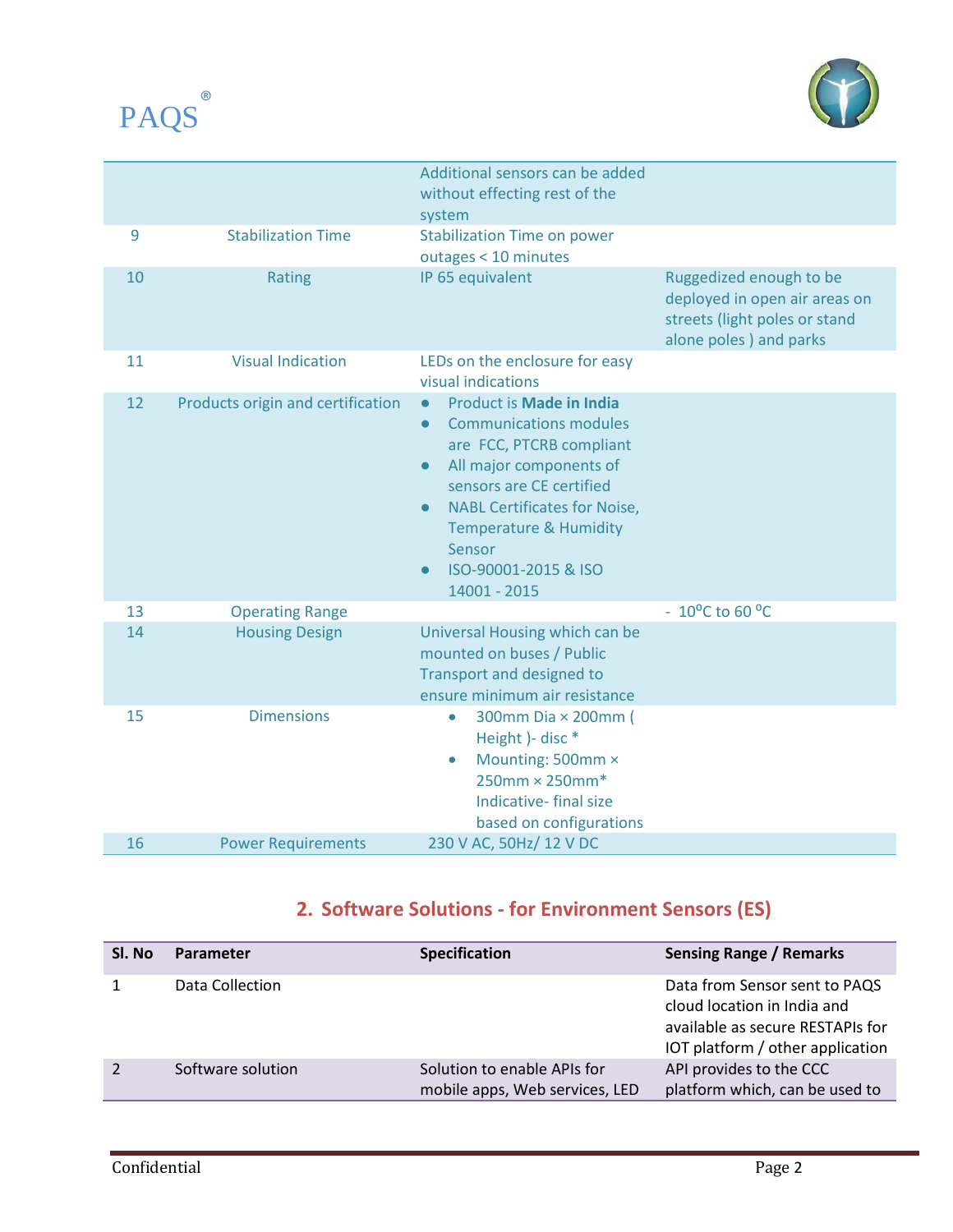| | | | |
|---|---|---|---|
| | | Additional sensors can be added without effecting rest of the system | |
| 9 | Stabilization Time | Stabilization Time on power outages < 10 minutes | |
| 10 | Rating | IP 65 equivalent | Ruggedized enough to be deployed in open air areas on streets (light poles or stand alone poles ) and parks |
| 11 | Visual Indication | LEDs on the enclosure for easy visual indications | |
| 12 | Products origin and certification | • Product is **Made in India**<br>• Communications modules are FCC, PTCRB compliant<br>• All major components of sensors are CE certified<br>• NABL Certificates for Noise, Temperature & Humidity Sensor<br>• ISO-90001-2015 & ISO 14001 - 2015 | |
| 13 | Operating Range | | - 10$^{o}$C to 60 $^{o}$C |
| 14 | Housing Design | Universal Housing which can be mounted on buses / Public Transport and designed to ensure minimum air resistance | |
| 15 | Dimensions | • 300mm Dia × 200mm ( Height )- disc *<br>• Mounting: 500mm × 250mm × 250mm* Indicative- final size based on configurations | |
| 16 | Power Requirements | 230 V AC, 50Hz/ 12 V DC | |

## 2. Software Solutions - for Environment Sensors (ES)

| Sl. No | Parameter | Specification | Sensing Range / Remarks |
|---|---|---|---|
| 1 | Data Collection | | Data from Sensor sent to PAQS cloud location in India and available as secure RESTAPIs for IOT platform / other application |
| 2 | Software solution | Solution to enable APIs for mobile apps, Web services, LED | API provides to the CCC platform which, can be used to |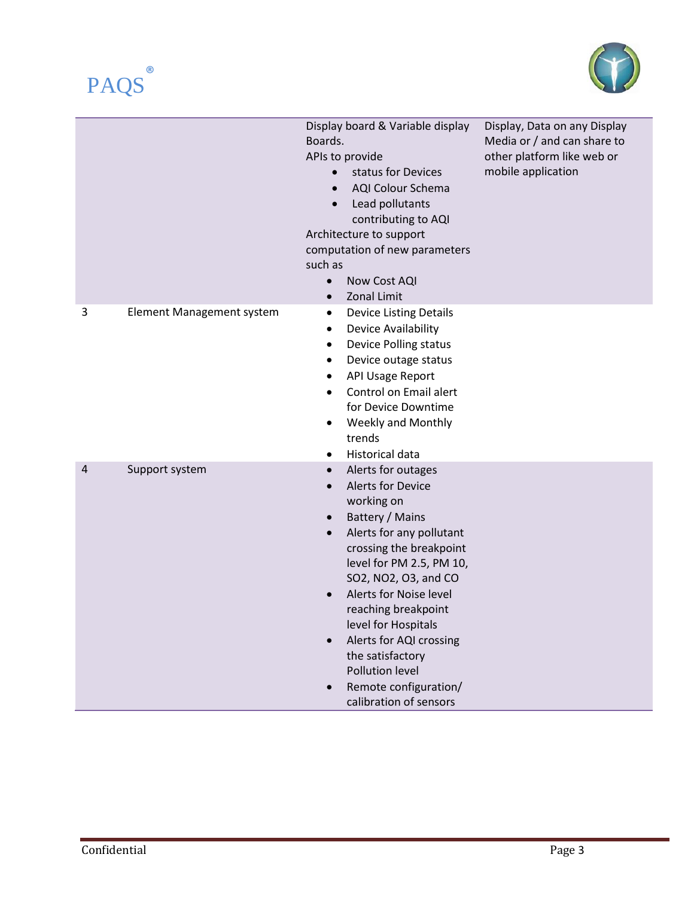| | | | |
|---|---|---|---|
| | | Display board & Variable display Boards.<br>APIs to provide<br>• status for Devices<br>• AQI Colour Schema<br>• Lead pollutants contributing to AQI<br>Architecture to support computation of new parameters such as<br>• Now Cost AQI<br>• Zonal Limit | Display, Data on any Display Media or / and can share to other platform like web or mobile application |
| 3 | Element Management system | • Device Listing Details<br>• Device Availability<br>• Device Polling status<br>• Device outage status<br>• API Usage Report<br>• Control on Email alert for Device Downtime<br>• Weekly and Monthly trends<br>• Historical data | |
| 4 | Support system | • Alerts for outages<br>• Alerts for Device working on<br>• Battery / Mains<br>• Alerts for any pollutant crossing the breakpoint level for PM 2.5, PM 10, SO2, NO2, O3, and CO<br>• Alerts for Noise level reaching breakpoint level for Hospitals<br>• Alerts for AQI crossing the satisfactory Pollution level<br>• Remote configuration/ calibration of sensors | |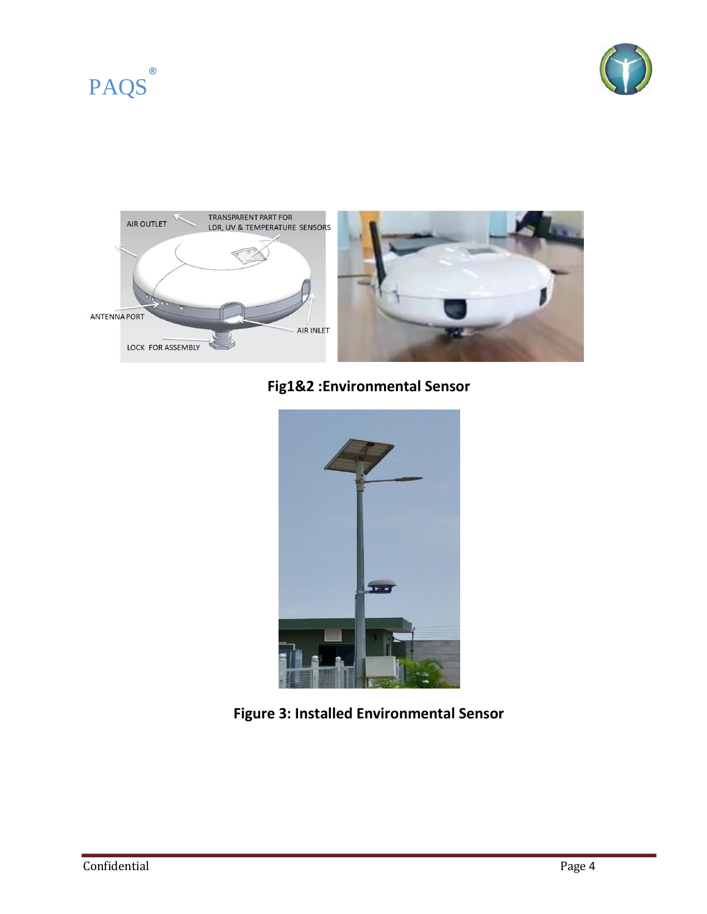AIR OUTLET
TRANSPARENT PART FOR LDR, UV & TEMPERATURE SENSORS
ANTENNA PORT
AIR INLET
LOCK FOR ASSEMBLY

**Fig1&2 :Environmental Sensor**

**Figure 3: Installed Environmental Sensor**